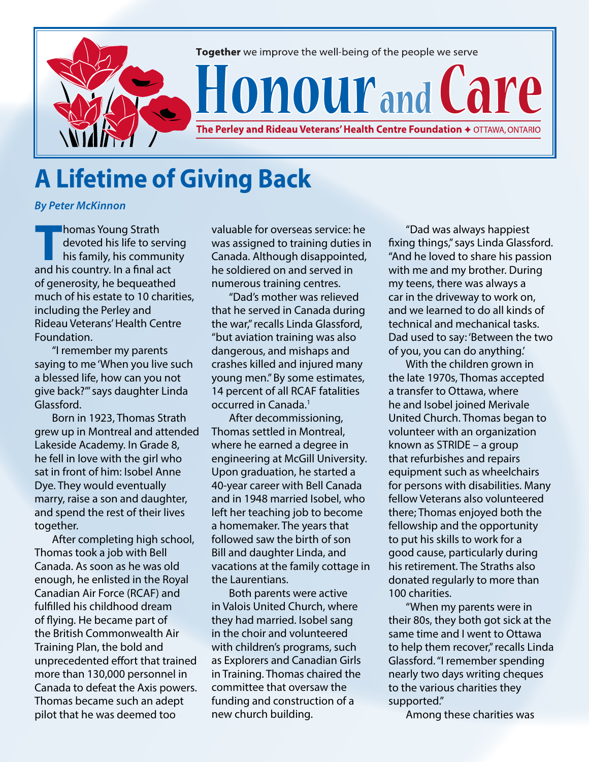**Together** we improve the well-being of the people we serve

# Honour and Care

**The Perley and Rideau Veterans' Health Centre Foundation** ✦ OTTAWA, ONTARIO

## A Lifetime of Giving Back

***By Peter McKinnon***

Thomas Young Strath devoted his life to serving his family, his community and his country. In a final act of generosity, he bequeathed much of his estate to 10 charities, including the Perley and Rideau Veterans' Health Centre Foundation.

"I remember my parents saying to me 'When you live such a blessed life, how can you not give back?'" says daughter Linda Glassford.

Born in 1923, Thomas Strath grew up in Montreal and attended Lakeside Academy. In Grade 8, he fell in love with the girl who sat in front of him: Isobel Anne Dye. They would eventually marry, raise a son and daughter, and spend the rest of their lives together.

After completing high school, Thomas took a job with Bell Canada. As soon as he was old enough, he enlisted in the Royal Canadian Air Force (RCAF) and fulfilled his childhood dream of flying. He became part of the British Commonwealth Air Training Plan, the bold and unprecedented effort that trained more than 130,000 personnel in Canada to defeat the Axis powers. Thomas became such an adept pilot that he was deemed too valuable for overseas service: he was assigned to training duties in Canada. Although disappointed, he soldiered on and served in numerous training centres.

"Dad's mother was relieved that he served in Canada during the war," recalls Linda Glassford, "but aviation training was also dangerous, and mishaps and crashes killed and injured many young men." By some estimates, 14 percent of all RCAF fatalities occurred in Canada.[1]

After decommissioning, Thomas settled in Montreal, where he earned a degree in engineering at McGill University. Upon graduation, he started a 40-year career with Bell Canada and in 1948 married Isobel, who left her teaching job to become a homemaker. The years that followed saw the birth of son Bill and daughter Linda, and vacations at the family cottage in the Laurentians.

Both parents were active in Valois United Church, where they had married. Isobel sang in the choir and volunteered with children's programs, such as Explorers and Canadian Girls in Training. Thomas chaired the committee that oversaw the funding and construction of a new church building.

"Dad was always happiest fixing things," says Linda Glassford. "And he loved to share his passion with me and my brother. During my teens, there was always a car in the driveway to work on, and we learned to do all kinds of technical and mechanical tasks. Dad used to say: 'Between the two of you, you can do anything.'

With the children grown in the late 1970s, Thomas accepted a transfer to Ottawa, where he and Isobel joined Merivale United Church. Thomas began to volunteer with an organization known as STRIDE – a group that refurbishes and repairs equipment such as wheelchairs for persons with disabilities. Many fellow Veterans also volunteered there; Thomas enjoyed both the fellowship and the opportunity to put his skills to work for a good cause, particularly during his retirement. The Straths also donated regularly to more than 100 charities.

"When my parents were in their 80s, they both got sick at the same time and I went to Ottawa to help them recover," recalls Linda Glassford. "I remember spending nearly two days writing cheques to the various charities they supported."

Among these charities was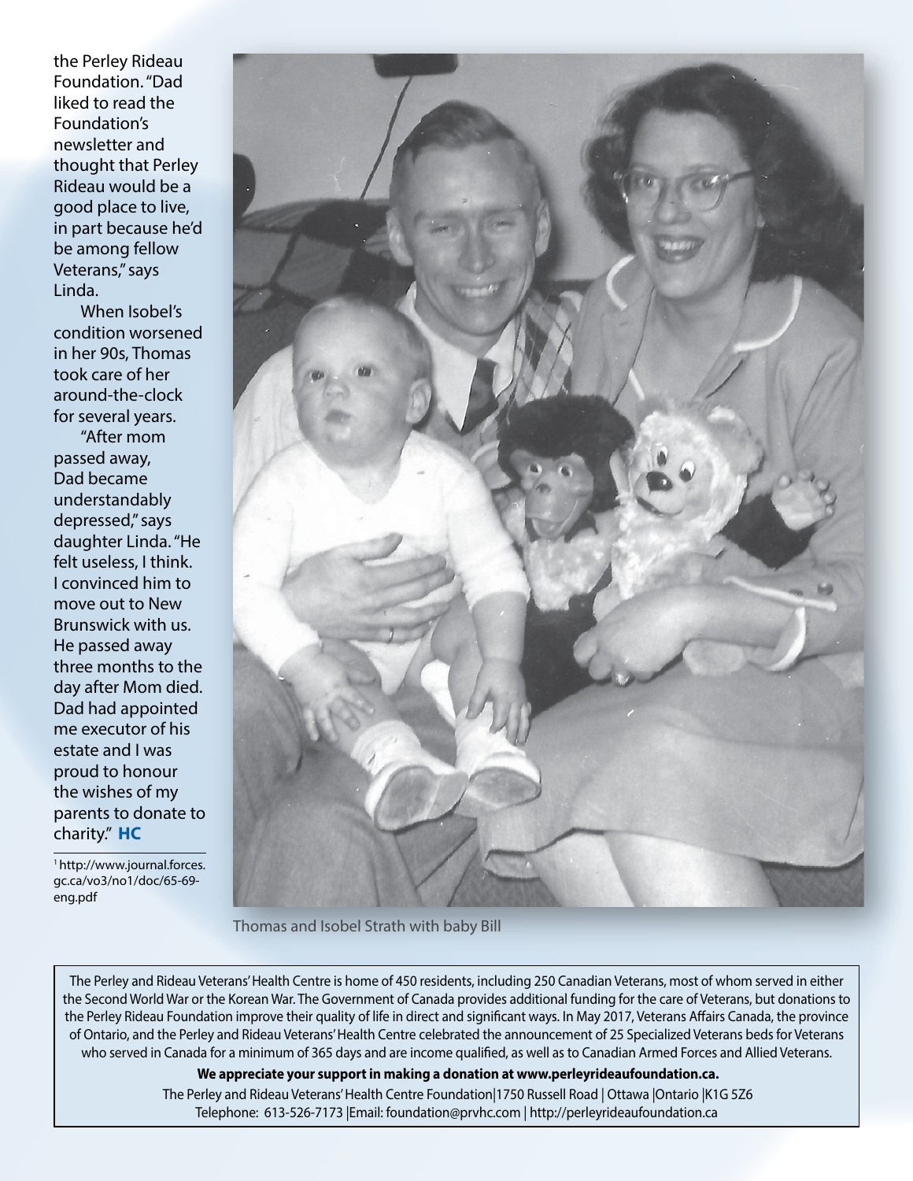the Perley Rideau Foundation. "Dad liked to read the Foundation's newsletter and thought that Perley Rideau would be a good place to live, in part because he'd be among fellow Veterans," says Linda.

When Isobel's condition worsened in her 90s, Thomas took care of her around-the-clock for several years.

"After mom passed away, Dad became understandably depressed," says daughter Linda. "He felt useless, I think. I convinced him to move out to New Brunswick with us. He passed away three months to the day after Mom died. Dad had appointed me executor of his estate and I was proud to honour the wishes of my parents to donate to charity." **HC**

[1] http://www.journal.forces.gc.ca/vo3/no1/doc/65-69-eng.pdf

Thomas and Isobel Strath with baby Bill

The Perley and Rideau Veterans' Health Centre is home of 450 residents, including 250 Canadian Veterans, most of whom served in either the Second World War or the Korean War. The Government of Canada provides additional funding for the care of Veterans, but donations to the Perley Rideau Foundation improve their quality of life in direct and significant ways. In May 2017, Veterans Affairs Canada, the province of Ontario, and the Perley and Rideau Veterans' Health Centre celebrated the announcement of 25 Specialized Veterans beds for Veterans who served in Canada for a minimum of 365 days and are income qualified, as well as to Canadian Armed Forces and Allied Veterans.

**We appreciate your support in making a donation at www.perleyrideaufoundation.ca.**

The Perley and Rideau Veterans' Health Centre Foundation|1750 Russell Road | Ottawa |Ontario |K1G 5Z6
Telephone: 613-526-7173 |Email: foundation@prvhc.com | http://perleyrideaufoundation.ca